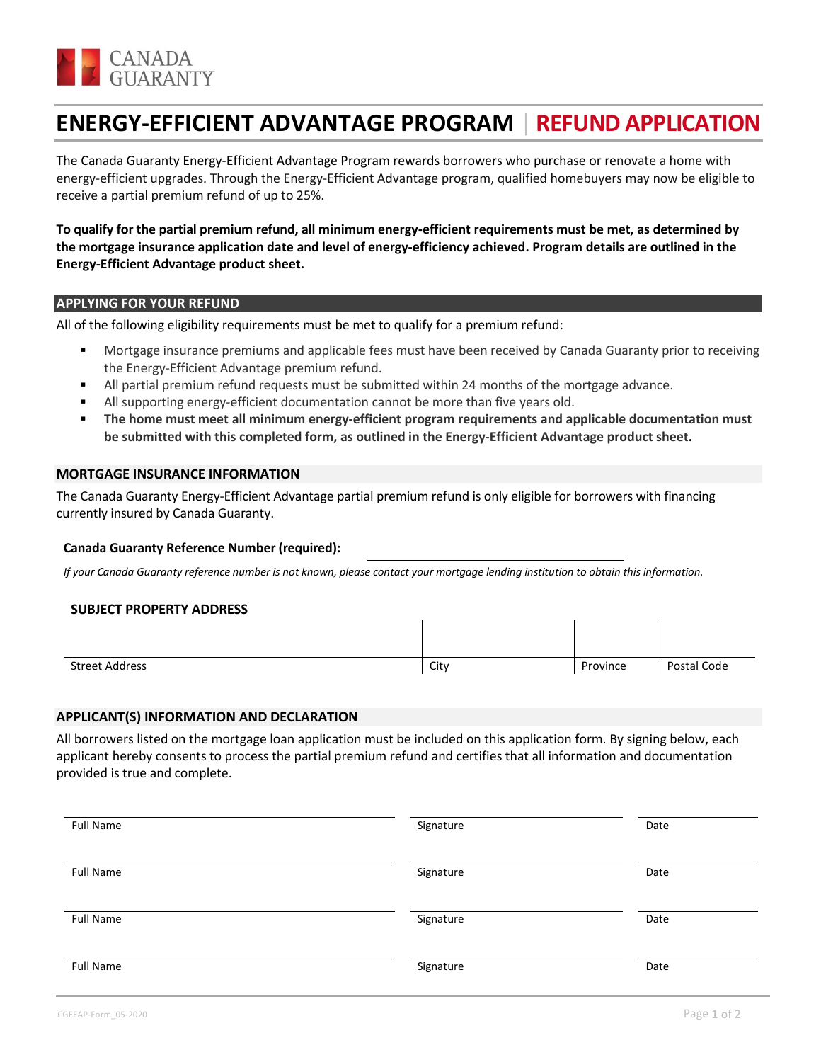CANADA GUARANTY

# ENERGY-EFFICIENT ADVANTAGE PROGRAM | REFUND APPLICATION

The Canada Guaranty Energy-Efficient Advantage Program rewards borrowers who purchase or renovate a home with energy-efficient upgrades. Through the Energy-Efficient Advantage program, qualified homebuyers may now be eligible to receive a partial premium refund of up to 25%.

**To qualify for the partial premium refund, all minimum energy-efficient requirements must be met, as determined by the mortgage insurance application date and level of energy-efficiency achieved. Program details are outlined in the Energy-Efficient Advantage product sheet.**

## APPLYING FOR YOUR REFUND

All of the following eligibility requirements must be met to qualify for a premium refund:

- Mortgage insurance premiums and applicable fees must have been received by Canada Guaranty prior to receiving the Energy-Efficient Advantage premium refund.
- All partial premium refund requests must be submitted within 24 months of the mortgage advance.
- All supporting energy-efficient documentation cannot be more than five years old.
- **The home must meet all minimum energy-efficient program requirements and applicable documentation must be submitted with this completed form, as outlined in the Energy-Efficient Advantage product sheet.**

## MORTGAGE INSURANCE INFORMATION

The Canada Guaranty Energy-Efficient Advantage partial premium refund is only eligible for borrowers with financing currently insured by Canada Guaranty.

**Canada Guaranty Reference Number (required):** ______________________

*If your Canada Guaranty reference number is not known, please contact your mortgage lending institution to obtain this information.*

### SUBJECT PROPERTY ADDRESS

| Street Address | City | Province | Postal Code |
|---|---|---|---|
| | | | |

## APPLICANT(S) INFORMATION AND DECLARATION

All borrowers listed on the mortgage loan application must be included on this application form. By signing below, each applicant hereby consents to process the partial premium refund and certifies that all information and documentation provided is true and complete.

| Full Name | Signature | Date |
|---|---|---|
| | | |
| | | |
| | | |
| | | |

CGEEAP-Form_05-2020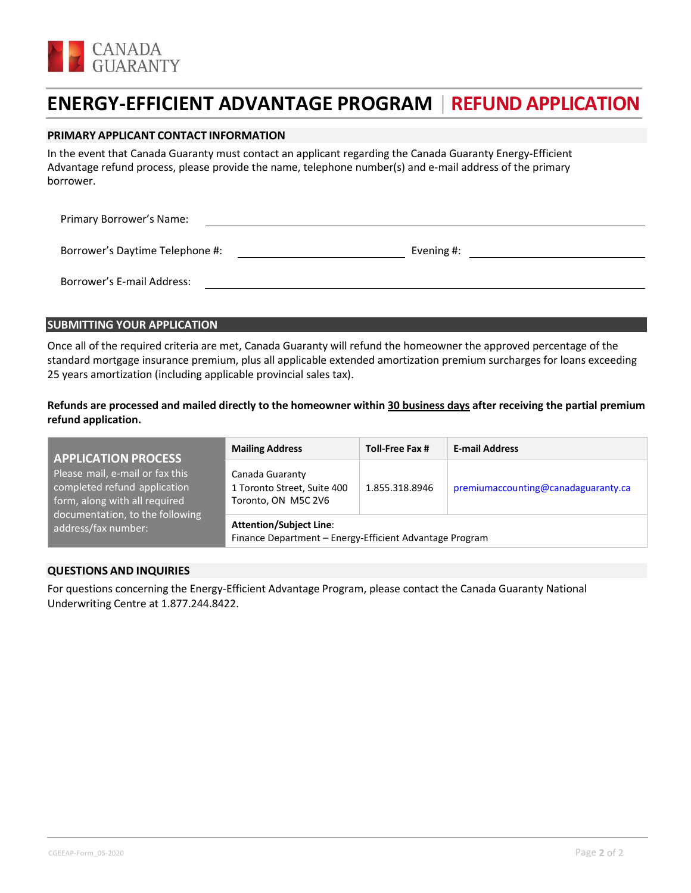CANADA GUARANTY

# ENERGY-EFFICIENT ADVANTAGE PROGRAM | REFUND APPLICATION

## PRIMARY APPLICANT CONTACT INFORMATION

In the event that Canada Guaranty must contact an applicant regarding the Canada Guaranty Energy-Efficient Advantage refund process, please provide the name, telephone number(s) and e-mail address of the primary borrower.

Primary Borrower's Name: \_\_\_\_\_\_\_\_\_\_\_\_\_\_\_\_\_\_\_\_\_\_\_\_\_\_\_\_\_\_\_\_\_\_\_\_

Borrower's Daytime Telephone #: \_\_\_\_\_\_\_\_\_\_\_\_\_\_\_\_\_\_ Evening #: \_\_\_\_\_\_\_\_\_\_\_\_\_\_\_\_\_\_

Borrower's E-mail Address: \_\_\_\_\_\_\_\_\_\_\_\_\_\_\_\_\_\_\_\_\_\_\_\_\_\_\_\_\_\_\_\_\_\_\_\_

## SUBMITTING YOUR APPLICATION

Once all of the required criteria are met, Canada Guaranty will refund the homeowner the approved percentage of the standard mortgage insurance premium, plus all applicable extended amortization premium surcharges for loans exceeding 25 years amortization (including applicable provincial sales tax).

**Refunds are processed and mailed directly to the homeowner within 30 business days after receiving the partial premium refund application.**

| | Mailing Address | Toll-Free Fax # | E-mail Address |
|---|---|---|---|
| **APPLICATION PROCESS** Please mail, e-mail or fax this completed refund application form, along with all required documentation, to the following address/fax number: | Canada Guaranty<br>1 Toronto Street, Suite 400<br>Toronto, ON M5C 2V6 | 1.855.318.8946 | premiumaccounting@canadaguaranty.ca |
| | **Attention/Subject Line**:<br>Finance Department – Energy-Efficient Advantage Program | | |

## QUESTIONS AND INQUIRIES

For questions concerning the Energy-Efficient Advantage Program, please contact the Canada Guaranty National Underwriting Centre at 1.877.244.8422.

CGEEAP-Form_05-2020